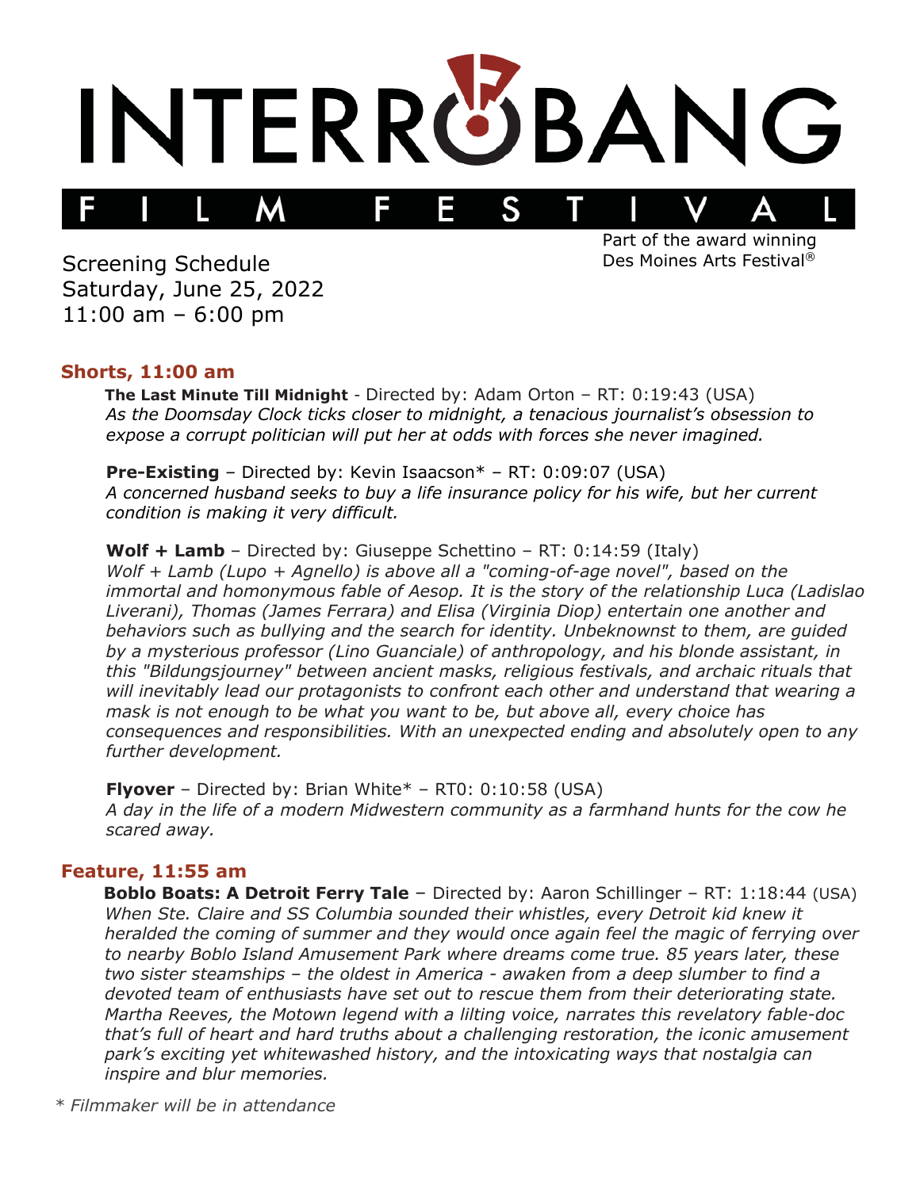# INTERROBANG FILM FESTIVAL

Part of the award winning Des Moines Arts Festival®

Screening Schedule
Saturday, June 25, 2022
11:00 am – 6:00 pm

## Shorts, 11:00 am

**The Last Minute Till Midnight** - Directed by: Adam Orton – RT: 0:19:43 (USA)
*As the Doomsday Clock ticks closer to midnight, a tenacious journalist's obsession to expose a corrupt politician will put her at odds with forces she never imagined.*

**Pre-Existing** – Directed by: Kevin Isaacson* – RT: 0:09:07 (USA)
*A concerned husband seeks to buy a life insurance policy for his wife, but her current condition is making it very difficult.*

**Wolf + Lamb** – Directed by: Giuseppe Schettino – RT: 0:14:59 (Italy)
*Wolf + Lamb (Lupo + Agnello) is above all a "coming-of-age novel", based on the immortal and homonymous fable of Aesop. It is the story of the relationship Luca (Ladislao Liverani), Thomas (James Ferrara) and Elisa (Virginia Diop) entertain one another and behaviors such as bullying and the search for identity. Unbeknownst to them, are guided by a mysterious professor (Lino Guanciale) of anthropology, and his blonde assistant, in this "Bildungsjourney" between ancient masks, religious festivals, and archaic rituals that will inevitably lead our protagonists to confront each other and understand that wearing a mask is not enough to be what you want to be, but above all, every choice has consequences and responsibilities. With an unexpected ending and absolutely open to any further development.*

**Flyover** – Directed by: Brian White* – RT0: 0:10:58 (USA)
*A day in the life of a modern Midwestern community as a farmhand hunts for the cow he scared away.*

## Feature, 11:55 am

**Boblo Boats: A Detroit Ferry Tale** – Directed by: Aaron Schillinger – RT: 1:18:44 (USA)
*When Ste. Claire and SS Columbia sounded their whistles, every Detroit kid knew it heralded the coming of summer and they would once again feel the magic of ferrying over to nearby Boblo Island Amusement Park where dreams come true. 85 years later, these two sister steamships – the oldest in America - awaken from a deep slumber to find a devoted team of enthusiasts have set out to rescue them from their deteriorating state. Martha Reeves, the Motown legend with a lilting voice, narrates this revelatory fable-doc that's full of heart and hard truths about a challenging restoration, the iconic amusement park's exciting yet whitewashed history, and the intoxicating ways that nostalgia can inspire and blur memories.*

*\* Filmmaker will be in attendance*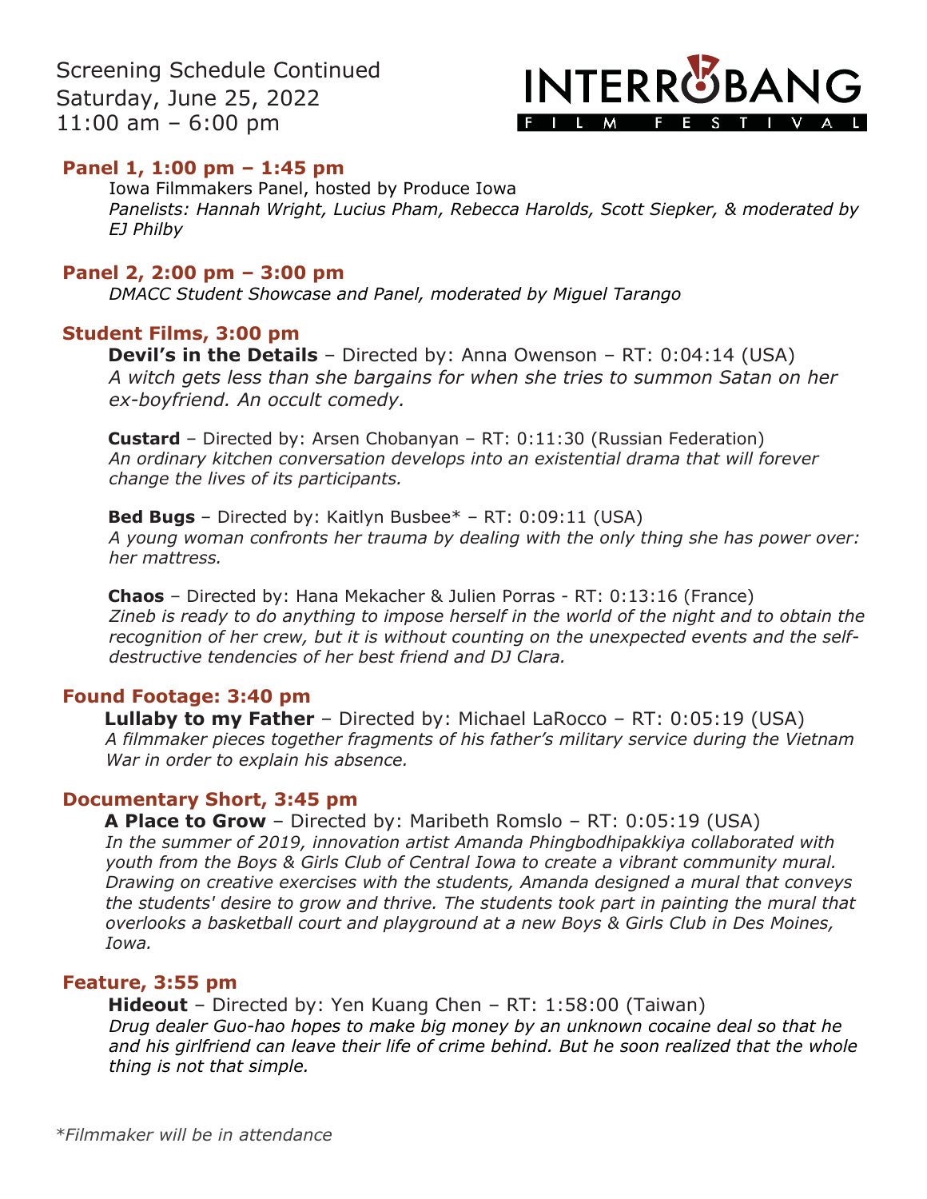Screening Schedule Continued
Saturday, June 25, 2022
11:00 am – 6:00 pm

INTERROBANG FILM FESTIVAL

### Panel 1, 1:00 pm – 1:45 pm

Iowa Filmmakers Panel, hosted by Produce Iowa
*Panelists: Hannah Wright, Lucius Pham, Rebecca Harolds, Scott Siepker, & moderated by EJ Philby*

### Panel 2, 2:00 pm – 3:00 pm

*DMACC Student Showcase and Panel, moderated by Miguel Tarango*

### Student Films, 3:00 pm

**Devil's in the Details** – Directed by: Anna Owenson – RT: 0:04:14 (USA)
*A witch gets less than she bargains for when she tries to summon Satan on her ex-boyfriend. An occult comedy.*

**Custard** – Directed by: Arsen Chobanyan – RT: 0:11:30 (Russian Federation)
*An ordinary kitchen conversation develops into an existential drama that will forever change the lives of its participants.*

**Bed Bugs** – Directed by: Kaitlyn Busbee* – RT: 0:09:11 (USA)
*A young woman confronts her trauma by dealing with the only thing she has power over: her mattress.*

**Chaos** – Directed by: Hana Mekacher & Julien Porras - RT: 0:13:16 (France)
*Zineb is ready to do anything to impose herself in the world of the night and to obtain the recognition of her crew, but it is without counting on the unexpected events and the self-destructive tendencies of her best friend and DJ Clara.*

### Found Footage: 3:40 pm

**Lullaby to my Father** – Directed by: Michael LaRocco – RT: 0:05:19 (USA)
*A filmmaker pieces together fragments of his father's military service during the Vietnam War in order to explain his absence.*

### Documentary Short, 3:45 pm

**A Place to Grow** – Directed by: Maribeth Romslo – RT: 0:05:19 (USA)
*In the summer of 2019, innovation artist Amanda Phingbodhipakkiya collaborated with youth from the Boys & Girls Club of Central Iowa to create a vibrant community mural. Drawing on creative exercises with the students, Amanda designed a mural that conveys the students' desire to grow and thrive. The students took part in painting the mural that overlooks a basketball court and playground at a new Boys & Girls Club in Des Moines, Iowa.*

### Feature, 3:55 pm

**Hideout** – Directed by: Yen Kuang Chen – RT: 1:58:00 (Taiwan)
*Drug dealer Guo-hao hopes to make big money by an unknown cocaine deal so that he and his girlfriend can leave their life of crime behind. But he soon realized that the whole thing is not that simple.*

*\*Filmmaker will be in attendance*